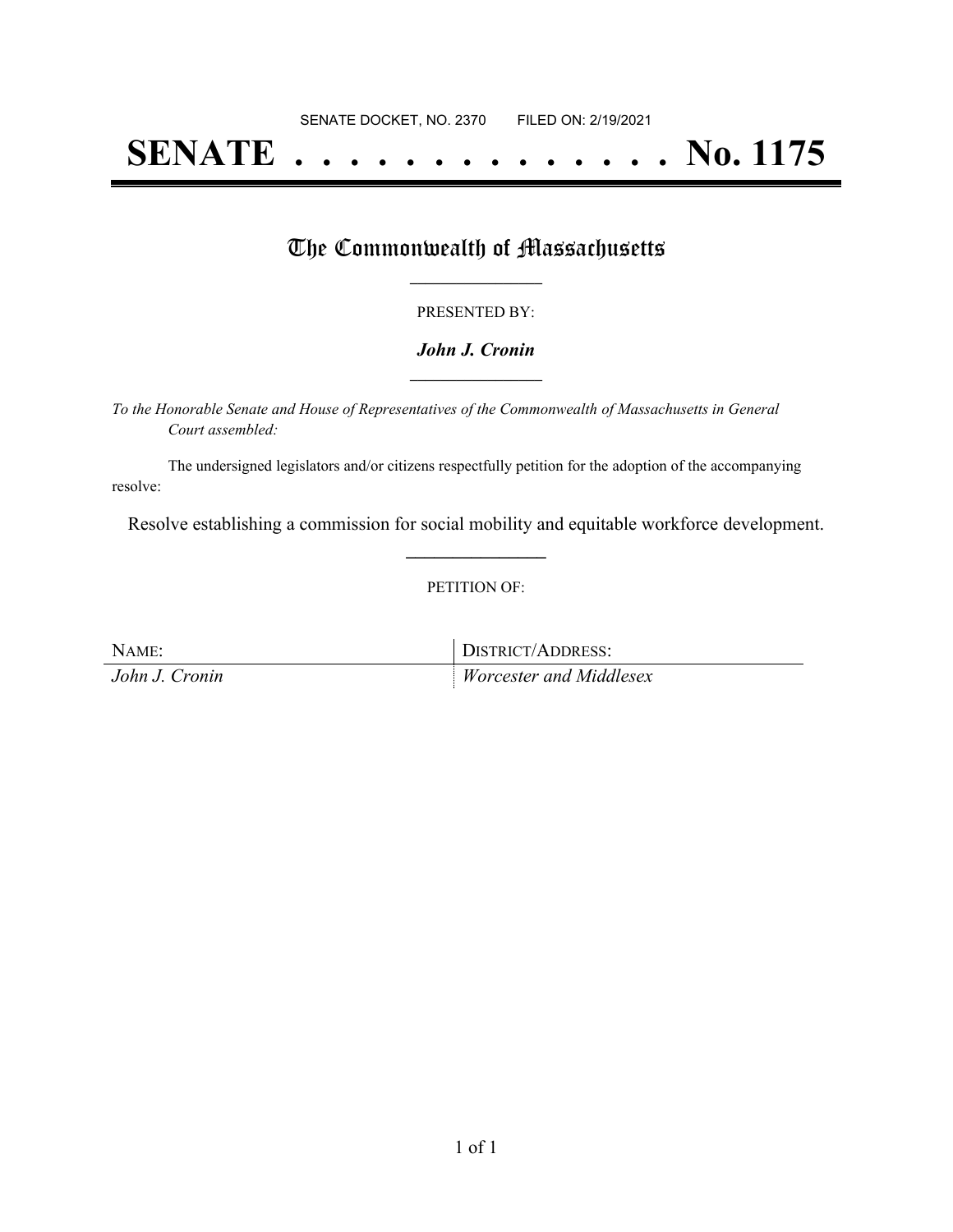SENATE DOCKET, NO. 2370        FILED ON: 2/19/2021

# SENATE . . . . . . . . . . . . . . No. 1175

## The Commonwealth of Massachusetts

PRESENTED BY:

***John J. Cronin***

*To the Honorable Senate and House of Representatives of the Commonwealth of Massachusetts in General Court assembled:*

The undersigned legislators and/or citizens respectfully petition for the adoption of the accompanying resolve:

Resolve establishing a commission for social mobility and equitable workforce development.

PETITION OF:

| NAME: | DISTRICT/ADDRESS: |
|---|---|
| *John J. Cronin* | *Worcester and Middlesex* |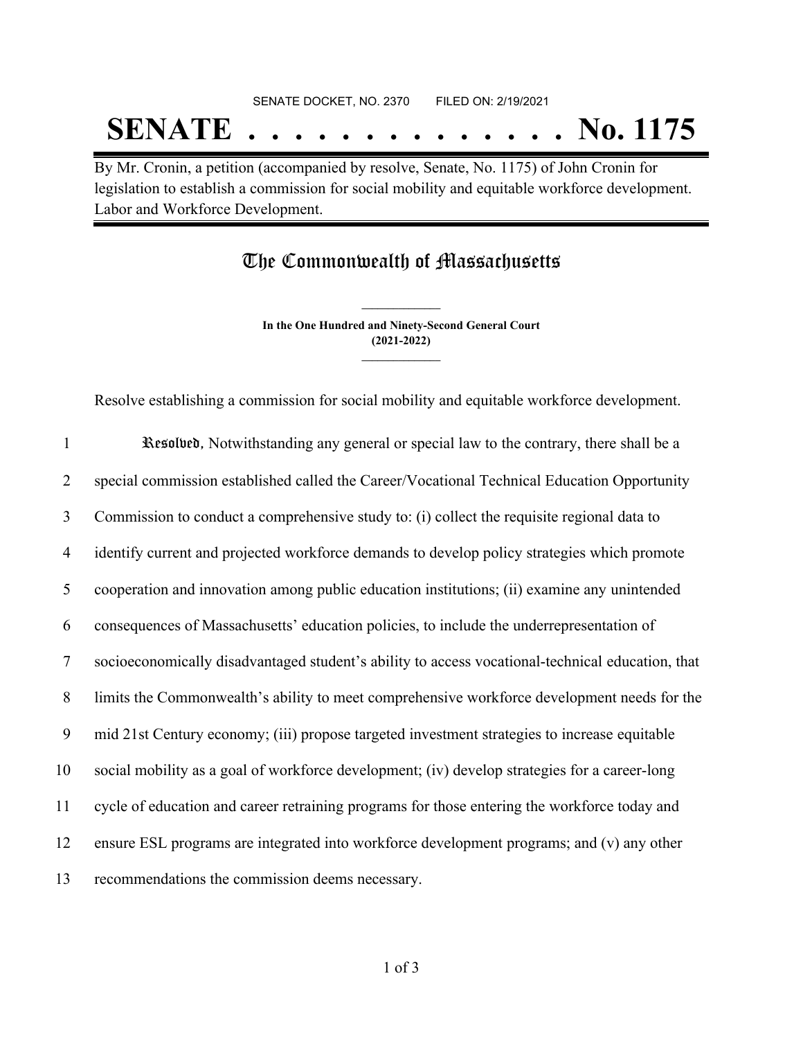SENATE DOCKET, NO. 2370        FILED ON: 2/19/2021

# SENATE . . . . . . . . . . . . . . No. 1175

By Mr. Cronin, a petition (accompanied by resolve, Senate, No. 1175) of John Cronin for legislation to establish a commission for social mobility and equitable workforce development. Labor and Workforce Development.

## The Commonwealth of Massachusetts

**In the One Hundred and Ninety-Second General Court**
**(2021-2022)**

Resolve establishing a commission for social mobility and equitable workforce development.

1 *Resolved*, Notwithstanding any general or special law to the contrary, there shall be a
2 special commission established called the Career/Vocational Technical Education Opportunity
3 Commission to conduct a comprehensive study to: (i) collect the requisite regional data to
4 identify current and projected workforce demands to develop policy strategies which promote
5 cooperation and innovation among public education institutions; (ii) examine any unintended
6 consequences of Massachusetts' education policies, to include the underrepresentation of
7 socioeconomically disadvantaged student's ability to access vocational-technical education, that
8 limits the Commonwealth's ability to meet comprehensive workforce development needs for the
9 mid 21st Century economy; (iii) propose targeted investment strategies to increase equitable
10 social mobility as a goal of workforce development; (iv) develop strategies for a career-long
11 cycle of education and career retraining programs for those entering the workforce today and
12 ensure ESL programs are integrated into workforce development programs; and (v) any other
13 recommendations the commission deems necessary.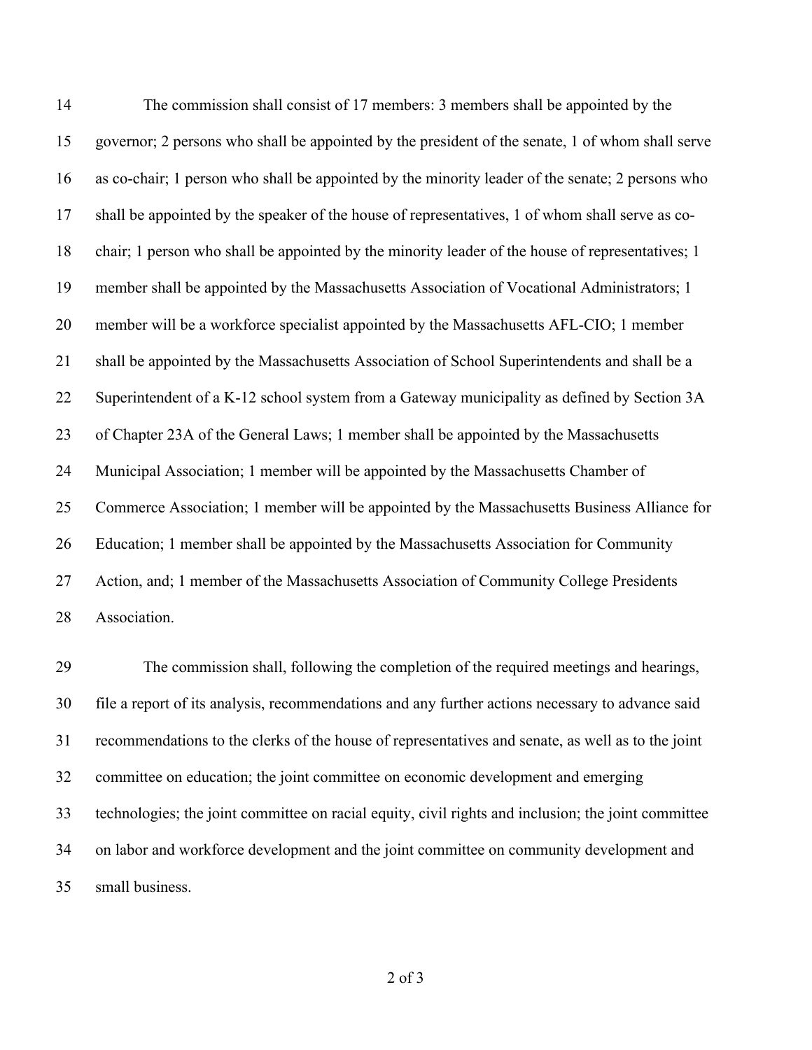The commission shall consist of 17 members: 3 members shall be appointed by the governor; 2 persons who shall be appointed by the president of the senate, 1 of whom shall serve as co-chair; 1 person who shall be appointed by the minority leader of the senate; 2 persons who shall be appointed by the speaker of the house of representatives, 1 of whom shall serve as co-chair; 1 person who shall be appointed by the minority leader of the house of representatives; 1 member shall be appointed by the Massachusetts Association of Vocational Administrators; 1 member will be a workforce specialist appointed by the Massachusetts AFL-CIO; 1 member shall be appointed by the Massachusetts Association of School Superintendents and shall be a Superintendent of a K-12 school system from a Gateway municipality as defined by Section 3A of Chapter 23A of the General Laws; 1 member shall be appointed by the Massachusetts Municipal Association; 1 member will be appointed by the Massachusetts Chamber of Commerce Association; 1 member will be appointed by the Massachusetts Business Alliance for Education; 1 member shall be appointed by the Massachusetts Association for Community Action, and; 1 member of the Massachusetts Association of Community College Presidents Association.

The commission shall, following the completion of the required meetings and hearings, file a report of its analysis, recommendations and any further actions necessary to advance said recommendations to the clerks of the house of representatives and senate, as well as to the joint committee on education; the joint committee on economic development and emerging technologies; the joint committee on racial equity, civil rights and inclusion; the joint committee on labor and workforce development and the joint committee on community development and small business.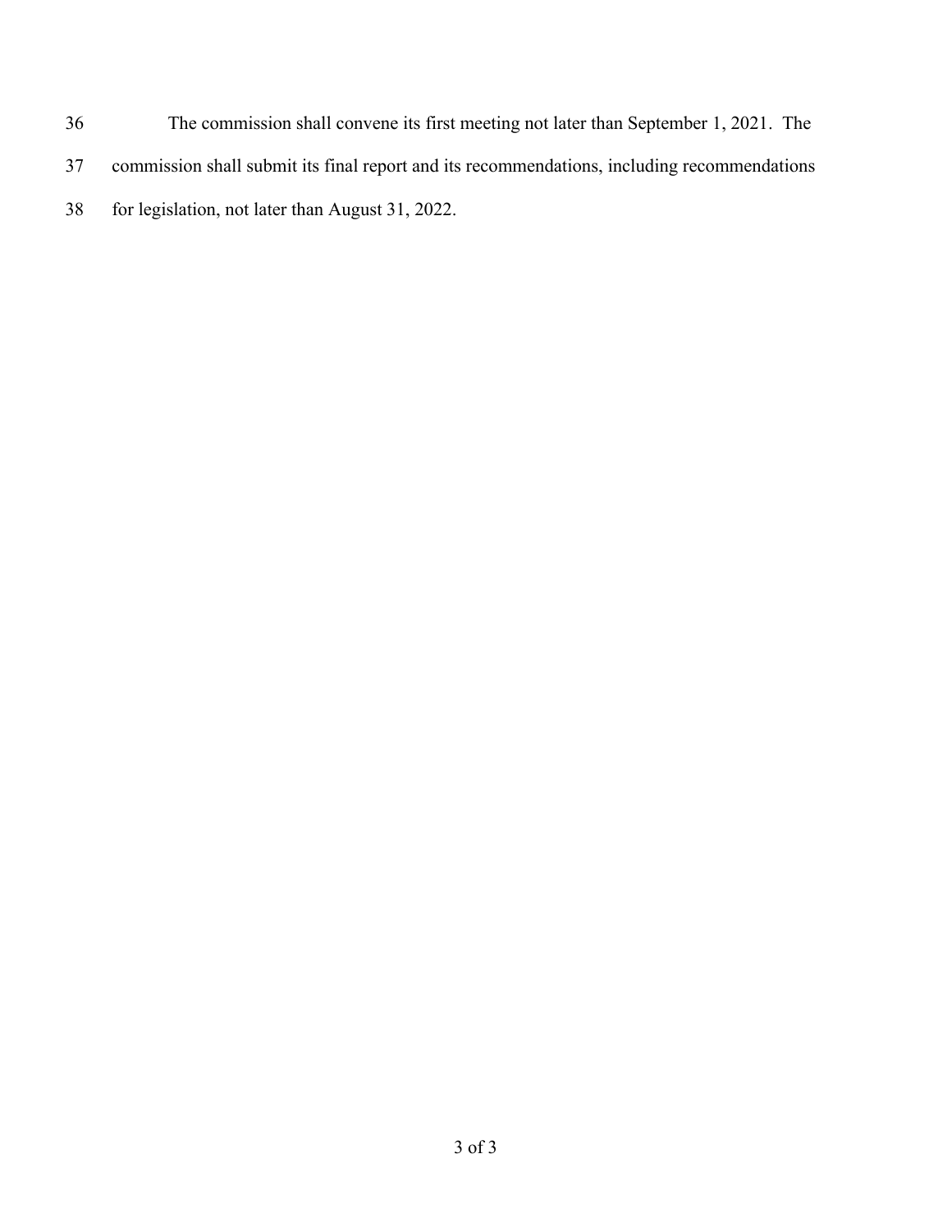The commission shall convene its first meeting not later than September 1, 2021. The commission shall submit its final report and its recommendations, including recommendations for legislation, not later than August 31, 2022.